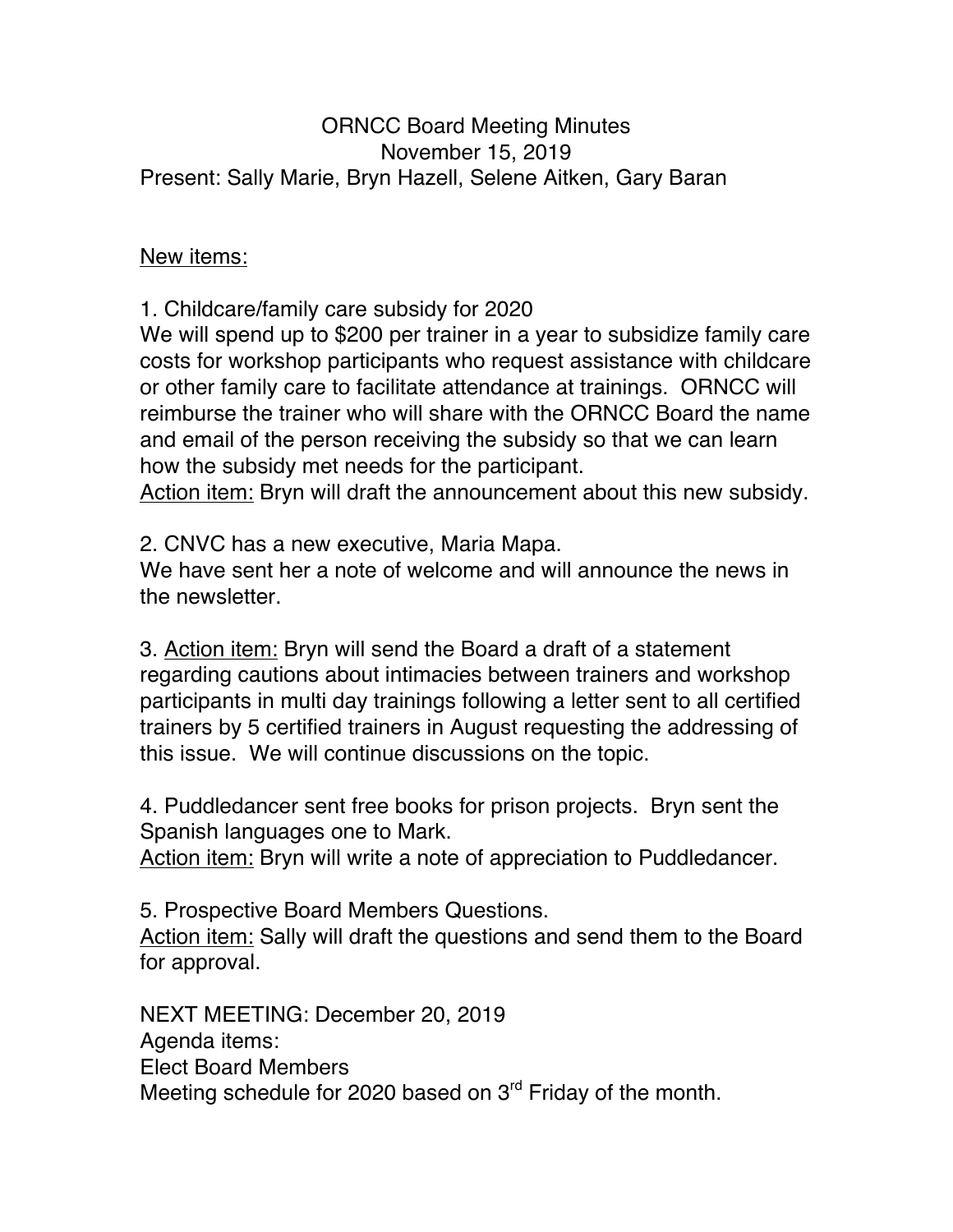# ORNCC Board Meeting Minutes

November 15, 2019

Present: Sally Marie, Bryn Hazell, Selene Aitken, Gary Baran

<u>New items:</u>

1. Childcare/family care subsidy for 2020

We will spend up to $200 per trainer in a year to subsidize family care costs for workshop participants who request assistance with childcare or other family care to facilitate attendance at trainings. ORNCC will reimburse the trainer who will share with the ORNCC Board the name and email of the person receiving the subsidy so that we can learn how the subsidy met needs for the participant.

<u>Action item:</u> Bryn will draft the announcement about this new subsidy.

2. CNVC has a new executive, Maria Mapa.

We have sent her a note of welcome and will announce the news in the newsletter.

3. <u>Action item:</u> Bryn will send the Board a draft of a statement regarding cautions about intimacies between trainers and workshop participants in multi day trainings following a letter sent to all certified trainers by 5 certified trainers in August requesting the addressing of this issue. We will continue discussions on the topic.

4. Puddledancer sent free books for prison projects. Bryn sent the Spanish languages one to Mark.

<u>Action item:</u> Bryn will write a note of appreciation to Puddledancer.

5. Prospective Board Members Questions.

<u>Action item:</u> Sally will draft the questions and send them to the Board for approval.

NEXT MEETING: December 20, 2019

Agenda items:

Elect Board Members

Meeting schedule for 2020 based on 3rd Friday of the month.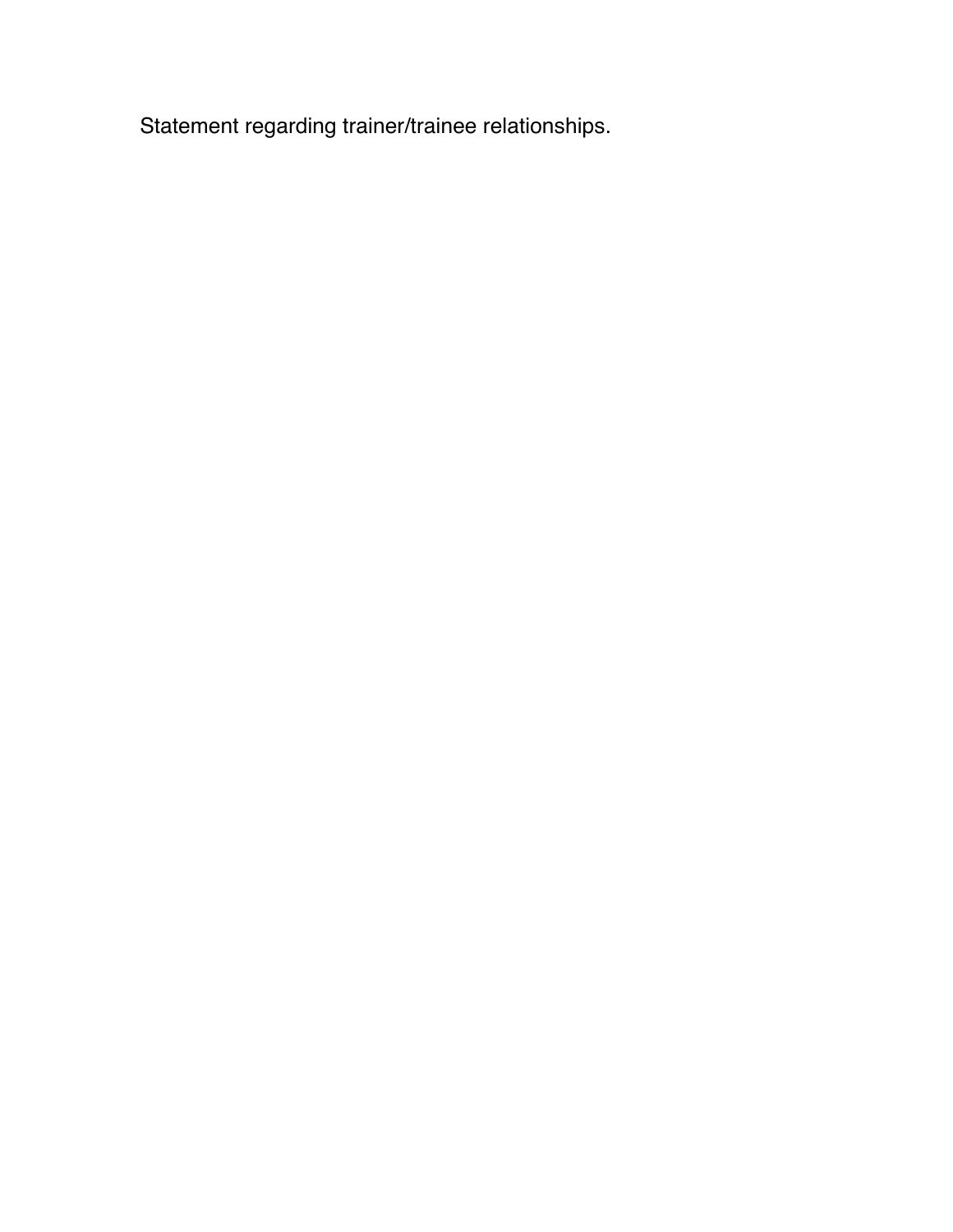Statement regarding trainer/trainee relationships.